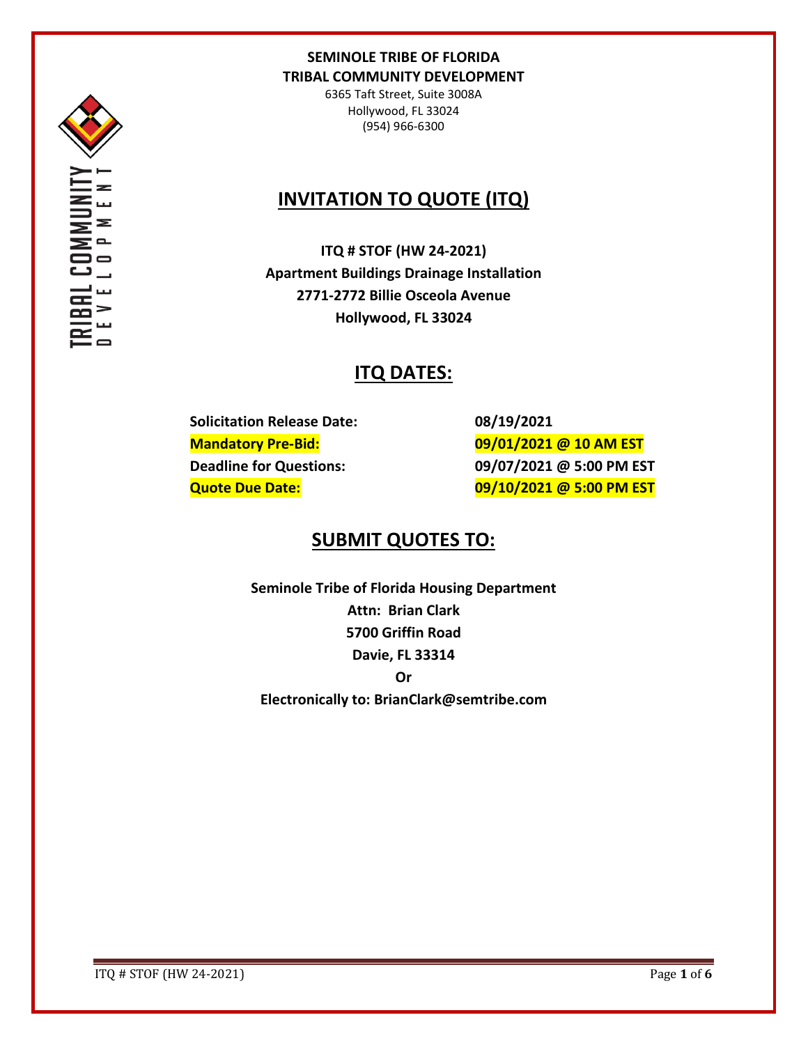**SEMINOLE TRIBE OF FLORIDA**
**TRIBAL COMMUNITY DEVELOPMENT**
6365 Taft Street, Suite 3008A
Hollywood, FL 33024
(954) 966-6300

# INVITATION TO QUOTE (ITQ)

**ITQ # STOF (HW 24-2021)**
**Apartment Buildings Drainage Installation**
**2771-2772 Billie Osceola Avenue**
**Hollywood, FL 33024**

## ITQ DATES:

| | |
|---|---|
| **Solicitation Release Date:** | **08/19/2021** |
| **Mandatory Pre-Bid:** | **09/01/2021 @ 10 AM EST** |
| **Deadline for Questions:** | **09/07/2021 @ 5:00 PM EST** |
| **Quote Due Date:** | **09/10/2021 @ 5:00 PM EST** |

## SUBMIT QUOTES TO:

**Seminole Tribe of Florida Housing Department**
**Attn: Brian Clark**
**5700 Griffin Road**
**Davie, FL 33314**
**Or**
**Electronically to: BrianClark@semtribe.com**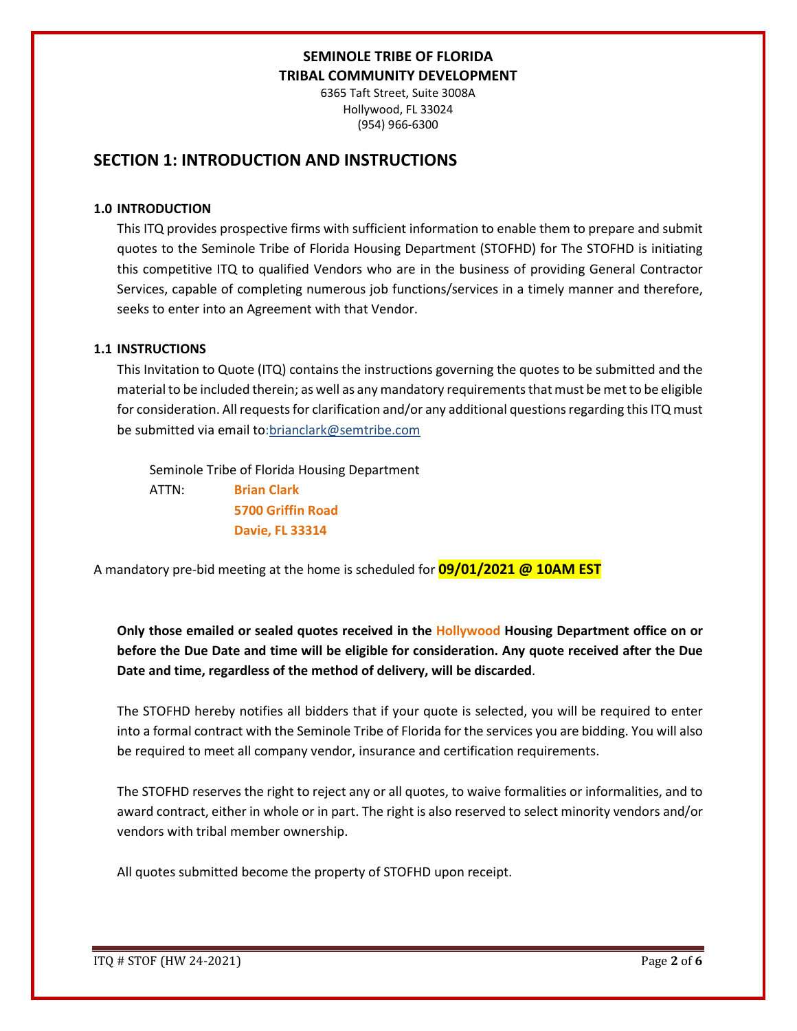**SEMINOLE TRIBE OF FLORIDA**
**TRIBAL COMMUNITY DEVELOPMENT**
6365 Taft Street, Suite 3008A
Hollywood, FL 33024
(954) 966-6300

## SECTION 1: INTRODUCTION AND INSTRUCTIONS

### 1.0 INTRODUCTION

This ITQ provides prospective firms with sufficient information to enable them to prepare and submit quotes to the Seminole Tribe of Florida Housing Department (STOFHD) for The STOFHD is initiating this competitive ITQ to qualified Vendors who are in the business of providing General Contractor Services, capable of completing numerous job functions/services in a timely manner and therefore, seeks to enter into an Agreement with that Vendor.

### 1.1 INSTRUCTIONS

This Invitation to Quote (ITQ) contains the instructions governing the quotes to be submitted and the material to be included therein; as well as any mandatory requirements that must be met to be eligible for consideration. All requests for clarification and/or any additional questions regarding this ITQ must be submitted via email to:brianclark@semtribe.com

Seminole Tribe of Florida Housing Department
ATTN: **Brian Clark**
**5700 Griffin Road**
**Davie, FL 33314**

A mandatory pre-bid meeting at the home is scheduled for **09/01/2021 @ 10AM EST**

**Only those emailed or sealed quotes received in the Hollywood Housing Department office on or before the Due Date and time will be eligible for consideration. Any quote received after the Due Date and time, regardless of the method of delivery, will be discarded**.

The STOFHD hereby notifies all bidders that if your quote is selected, you will be required to enter into a formal contract with the Seminole Tribe of Florida for the services you are bidding. You will also be required to meet all company vendor, insurance and certification requirements.

The STOFHD reserves the right to reject any or all quotes, to waive formalities or informalities, and to award contract, either in whole or in part. The right is also reserved to select minority vendors and/or vendors with tribal member ownership.

All quotes submitted become the property of STOFHD upon receipt.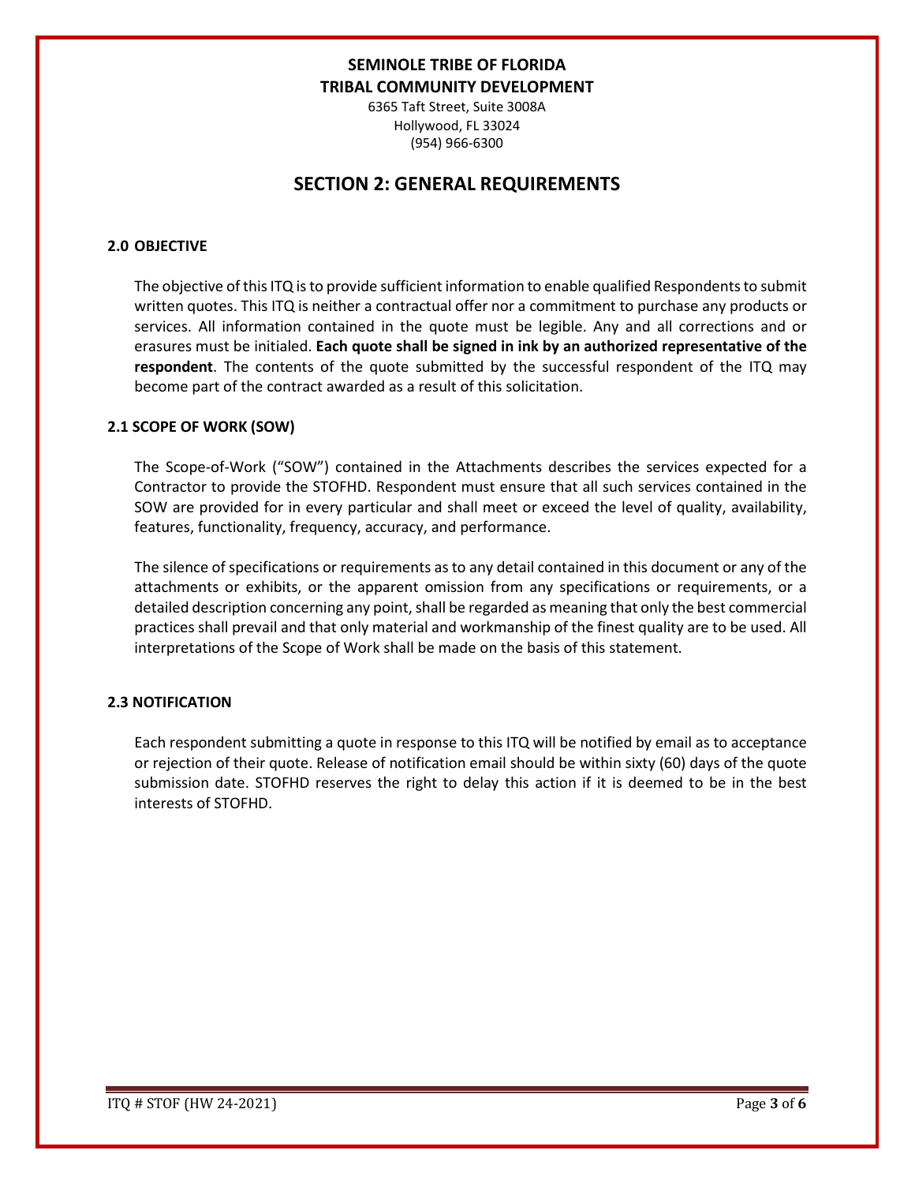**SEMINOLE TRIBE OF FLORIDA**
**TRIBAL COMMUNITY DEVELOPMENT**
6365 Taft Street, Suite 3008A
Hollywood, FL 33024
(954) 966-6300

# SECTION 2: GENERAL REQUIREMENTS

### 2.0 OBJECTIVE

The objective of this ITQ is to provide sufficient information to enable qualified Respondents to submit written quotes. This ITQ is neither a contractual offer nor a commitment to purchase any products or services. All information contained in the quote must be legible. Any and all corrections and or erasures must be initialed. **Each quote shall be signed in ink by an authorized representative of the respondent**. The contents of the quote submitted by the successful respondent of the ITQ may become part of the contract awarded as a result of this solicitation.

### 2.1 SCOPE OF WORK (SOW)

The Scope-of-Work ("SOW") contained in the Attachments describes the services expected for a Contractor to provide the STOFHD. Respondent must ensure that all such services contained in the SOW are provided for in every particular and shall meet or exceed the level of quality, availability, features, functionality, frequency, accuracy, and performance.

The silence of specifications or requirements as to any detail contained in this document or any of the attachments or exhibits, or the apparent omission from any specifications or requirements, or a detailed description concerning any point, shall be regarded as meaning that only the best commercial practices shall prevail and that only material and workmanship of the finest quality are to be used. All interpretations of the Scope of Work shall be made on the basis of this statement.

### 2.3 NOTIFICATION

Each respondent submitting a quote in response to this ITQ will be notified by email as to acceptance or rejection of their quote. Release of notification email should be within sixty (60) days of the quote submission date. STOFHD reserves the right to delay this action if it is deemed to be in the best interests of STOFHD.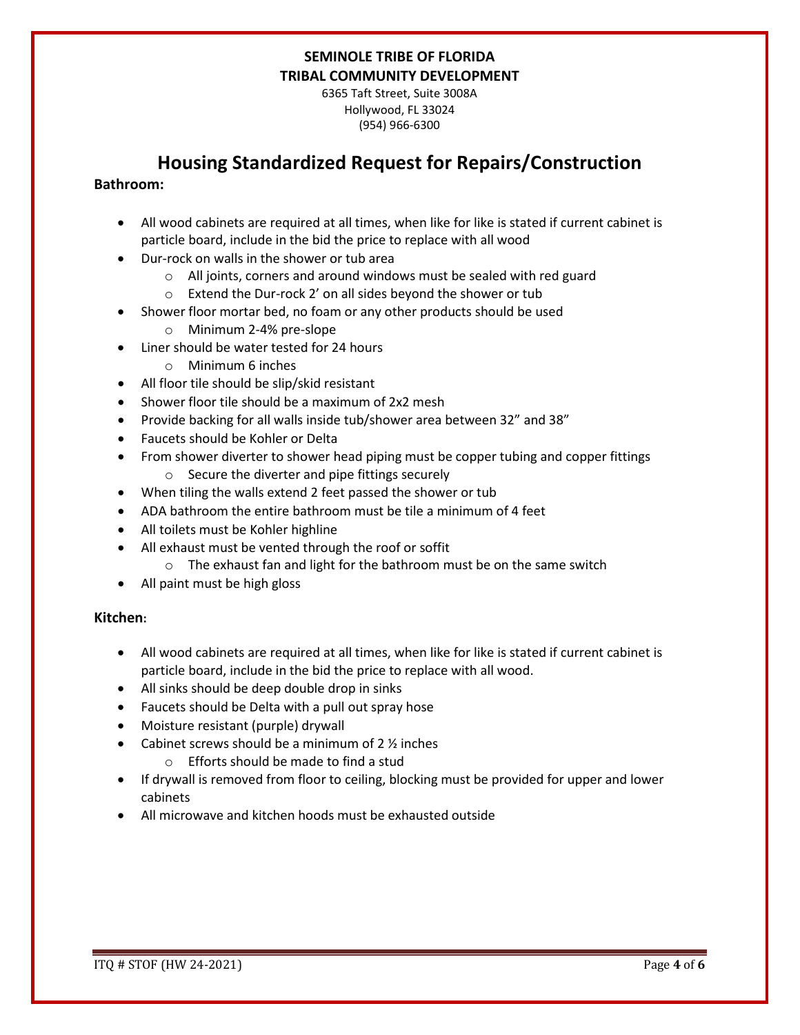**SEMINOLE TRIBE OF FLORIDA**
**TRIBAL COMMUNITY DEVELOPMENT**
6365 Taft Street, Suite 3008A
Hollywood, FL 33024
(954) 966-6300

# Housing Standardized Request for Repairs/Construction

**Bathroom:**

- All wood cabinets are required at all times, when like for like is stated if current cabinet is particle board, include in the bid the price to replace with all wood
- Dur-rock on walls in the shower or tub area
  - All joints, corners and around windows must be sealed with red guard
  - Extend the Dur-rock 2' on all sides beyond the shower or tub
- Shower floor mortar bed, no foam or any other products should be used
  - Minimum 2-4% pre-slope
- Liner should be water tested for 24 hours
  - Minimum 6 inches
- All floor tile should be slip/skid resistant
- Shower floor tile should be a maximum of 2x2 mesh
- Provide backing for all walls inside tub/shower area between 32" and 38"
- Faucets should be Kohler or Delta
- From shower diverter to shower head piping must be copper tubing and copper fittings
  - Secure the diverter and pipe fittings securely
- When tiling the walls extend 2 feet passed the shower or tub
- ADA bathroom the entire bathroom must be tile a minimum of 4 feet
- All toilets must be Kohler highline
- All exhaust must be vented through the roof or soffit
  - The exhaust fan and light for the bathroom must be on the same switch
- All paint must be high gloss

**Kitchen:**

- All wood cabinets are required at all times, when like for like is stated if current cabinet is particle board, include in the bid the price to replace with all wood.
- All sinks should be deep double drop in sinks
- Faucets should be Delta with a pull out spray hose
- Moisture resistant (purple) drywall
- Cabinet screws should be a minimum of 2 ½ inches
  - Efforts should be made to find a stud
- If drywall is removed from floor to ceiling, blocking must be provided for upper and lower cabinets
- All microwave and kitchen hoods must be exhausted outside

ITQ # STOF (HW 24-2021)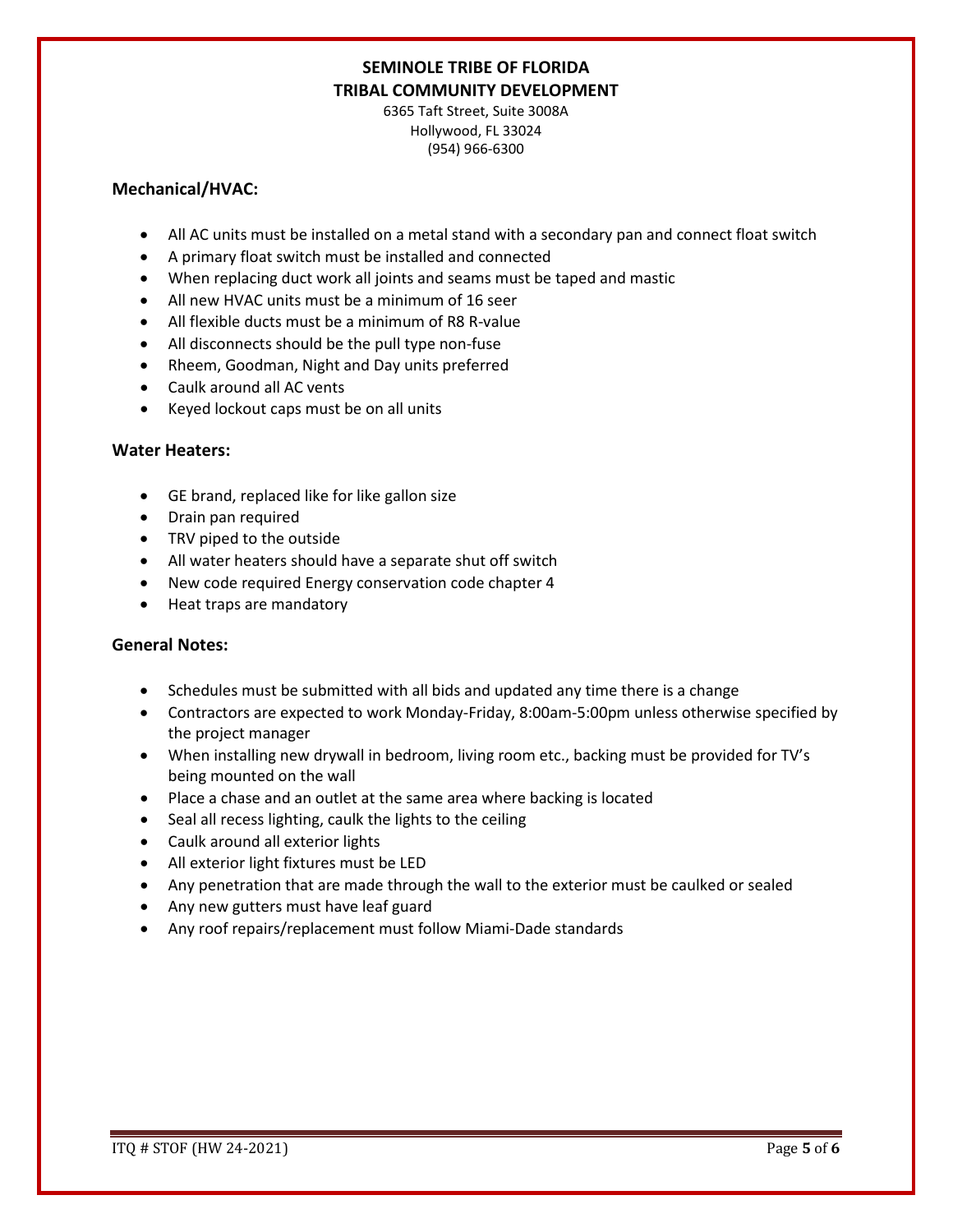**SEMINOLE TRIBE OF FLORIDA**
**TRIBAL COMMUNITY DEVELOPMENT**

6365 Taft Street, Suite 3008A
Hollywood, FL 33024
(954) 966-6300

### Mechanical/HVAC:

- All AC units must be installed on a metal stand with a secondary pan and connect float switch
- A primary float switch must be installed and connected
- When replacing duct work all joints and seams must be taped and mastic
- All new HVAC units must be a minimum of 16 seer
- All flexible ducts must be a minimum of R8 R-value
- All disconnects should be the pull type non-fuse
- Rheem, Goodman, Night and Day units preferred
- Caulk around all AC vents
- Keyed lockout caps must be on all units

### Water Heaters:

- GE brand, replaced like for like gallon size
- Drain pan required
- TRV piped to the outside
- All water heaters should have a separate shut off switch
- New code required Energy conservation code chapter 4
- Heat traps are mandatory

### General Notes:

- Schedules must be submitted with all bids and updated any time there is a change
- Contractors are expected to work Monday-Friday, 8:00am-5:00pm unless otherwise specified by the project manager
- When installing new drywall in bedroom, living room etc., backing must be provided for TV's being mounted on the wall
- Place a chase and an outlet at the same area where backing is located
- Seal all recess lighting, caulk the lights to the ceiling
- Caulk around all exterior lights
- All exterior light fixtures must be LED
- Any penetration that are made through the wall to the exterior must be caulked or sealed
- Any new gutters must have leaf guard
- Any roof repairs/replacement must follow Miami-Dade standards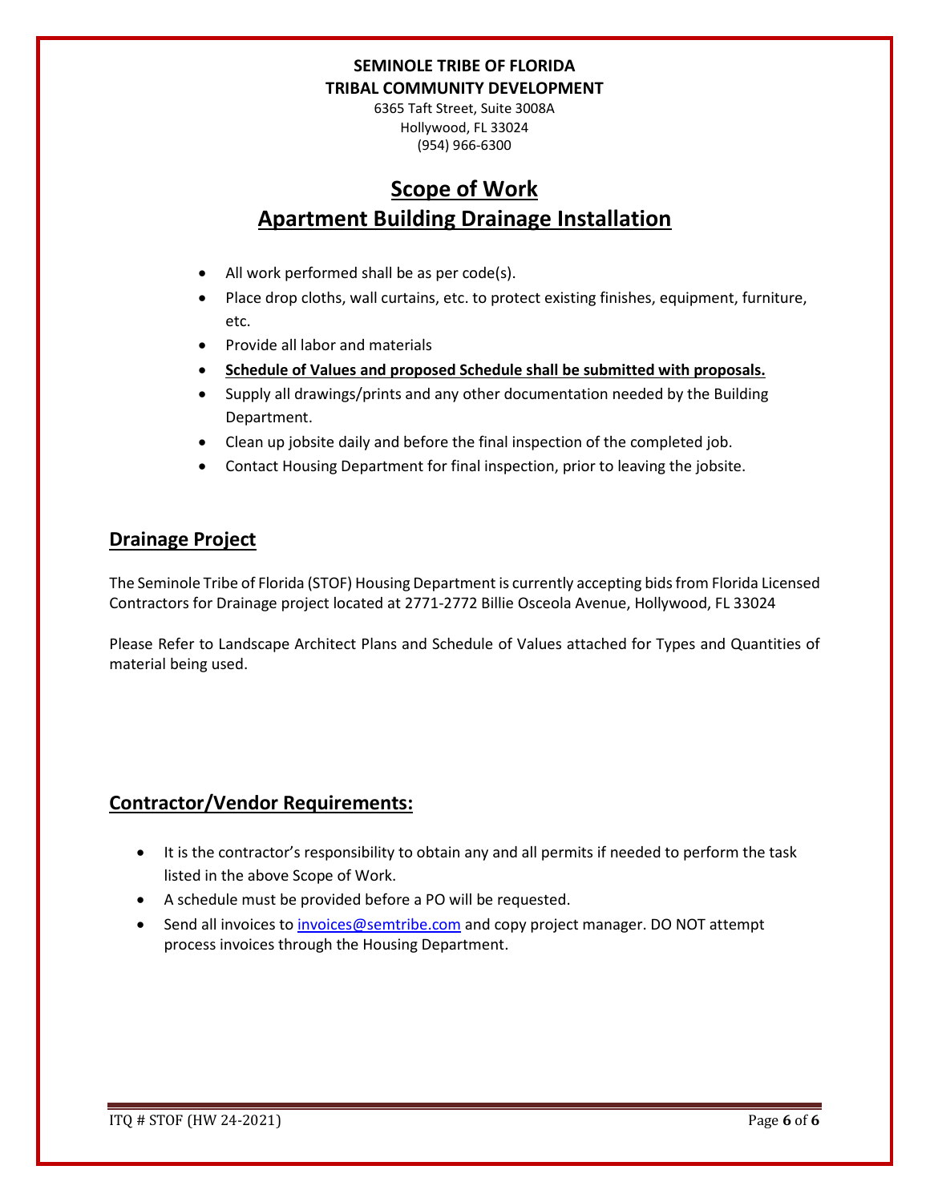**SEMINOLE TRIBE OF FLORIDA**
**TRIBAL COMMUNITY DEVELOPMENT**
6365 Taft Street, Suite 3008A
Hollywood, FL 33024
(954) 966-6300

# Scope of Work
# Apartment Building Drainage Installation

- All work performed shall be as per code(s).
- Place drop cloths, wall curtains, etc. to protect existing finishes, equipment, furniture, etc.
- Provide all labor and materials
- **Schedule of Values and proposed Schedule shall be submitted with proposals.**
- Supply all drawings/prints and any other documentation needed by the Building Department.
- Clean up jobsite daily and before the final inspection of the completed job.
- Contact Housing Department for final inspection, prior to leaving the jobsite.

## Drainage Project

The Seminole Tribe of Florida (STOF) Housing Department is currently accepting bids from Florida Licensed Contractors for Drainage project located at 2771-2772 Billie Osceola Avenue, Hollywood, FL 33024

Please Refer to Landscape Architect Plans and Schedule of Values attached for Types and Quantities of material being used.

## Contractor/Vendor Requirements:

- It is the contractor's responsibility to obtain any and all permits if needed to perform the task listed in the above Scope of Work.
- A schedule must be provided before a PO will be requested.
- Send all invoices to invoices@semtribe.com and copy project manager. DO NOT attempt process invoices through the Housing Department.

ITQ # STOF (HW 24-2021)